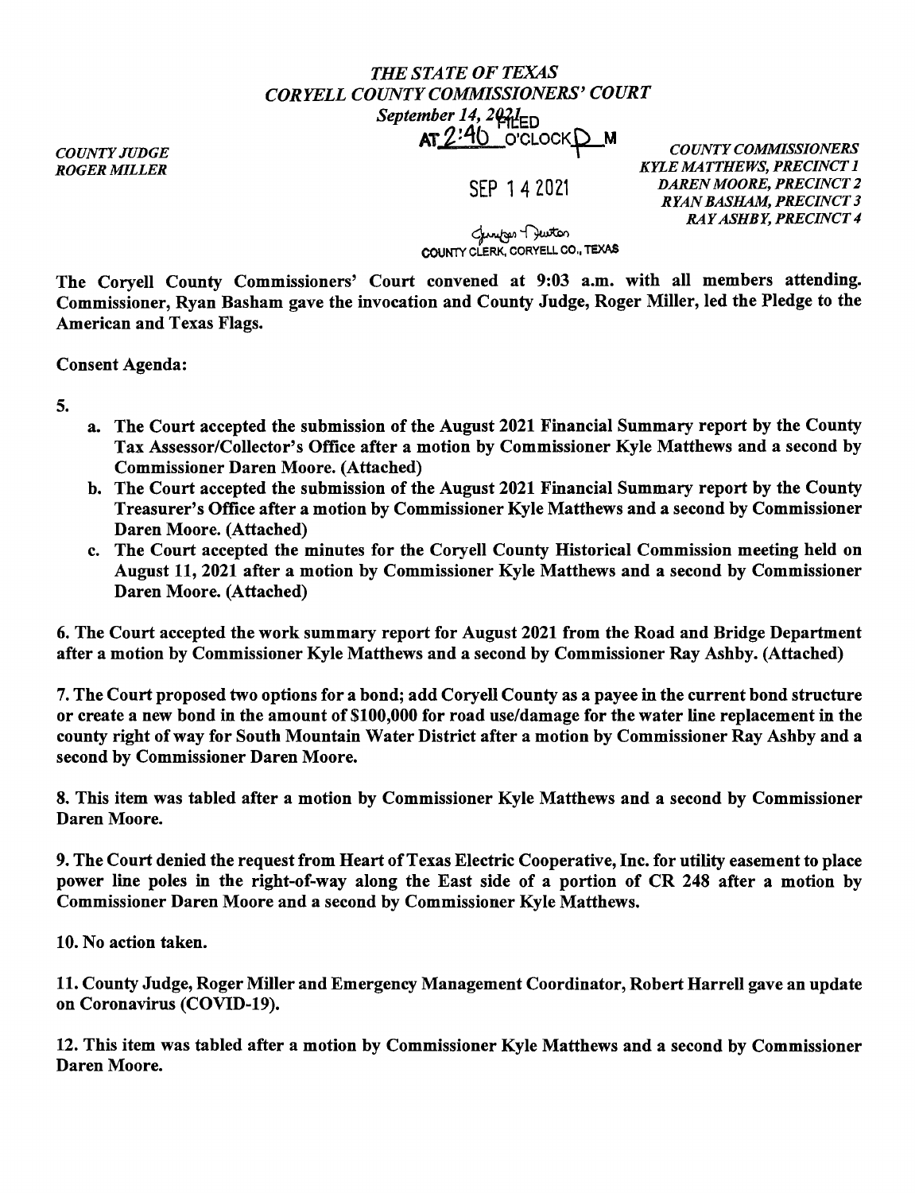*THE STATE OF TEXAS*
*CORYELL COUNTY COMMISSIONERS' COURT*
*September 14, 2021*

FILED
AT 2:40 O'CLOCK P M

SEP 14 2021

COUNTY CLERK, CORYELL CO., TEXAS

*COUNTY JUDGE*
*ROGER MILLER*

*COUNTY COMMISSIONERS*
*KYLE MATTHEWS, PRECINCT 1*
*DAREN MOORE, PRECINCT 2*
*RYAN BASHAM, PRECINCT 3*
*RAY ASHBY, PRECINCT 4*

**The Coryell County Commissioners' Court convened at 9:03 a.m. with all members attending. Commissioner, Ryan Basham gave the invocation and County Judge, Roger Miller, led the Pledge to the American and Texas Flags.**

**Consent Agenda:**

**5.**

a. **The Court accepted the submission of the August 2021 Financial Summary report by the County Tax Assessor/Collector's Office after a motion by Commissioner Kyle Matthews and a second by Commissioner Daren Moore. (Attached)**
b. **The Court accepted the submission of the August 2021 Financial Summary report by the County Treasurer's Office after a motion by Commissioner Kyle Matthews and a second by Commissioner Daren Moore. (Attached)**
c. **The Court accepted the minutes for the Coryell County Historical Commission meeting held on August 11, 2021 after a motion by Commissioner Kyle Matthews and a second by Commissioner Daren Moore. (Attached)**

**6. The Court accepted the work summary report for August 2021 from the Road and Bridge Department after a motion by Commissioner Kyle Matthews and a second by Commissioner Ray Ashby. (Attached)**

**7. The Court proposed two options for a bond; add Coryell County as a payee in the current bond structure or create a new bond in the amount of $100,000 for road use/damage for the water line replacement in the county right of way for South Mountain Water District after a motion by Commissioner Ray Ashby and a second by Commissioner Daren Moore.**

**8. This item was tabled after a motion by Commissioner Kyle Matthews and a second by Commissioner Daren Moore.**

**9. The Court denied the request from Heart of Texas Electric Cooperative, Inc. for utility easement to place power line poles in the right-of-way along the East side of a portion of CR 248 after a motion by Commissioner Daren Moore and a second by Commissioner Kyle Matthews.**

**10. No action taken.**

**11. County Judge, Roger Miller and Emergency Management Coordinator, Robert Harrell gave an update on Coronavirus (COVID-19).**

**12. This item was tabled after a motion by Commissioner Kyle Matthews and a second by Commissioner Daren Moore.**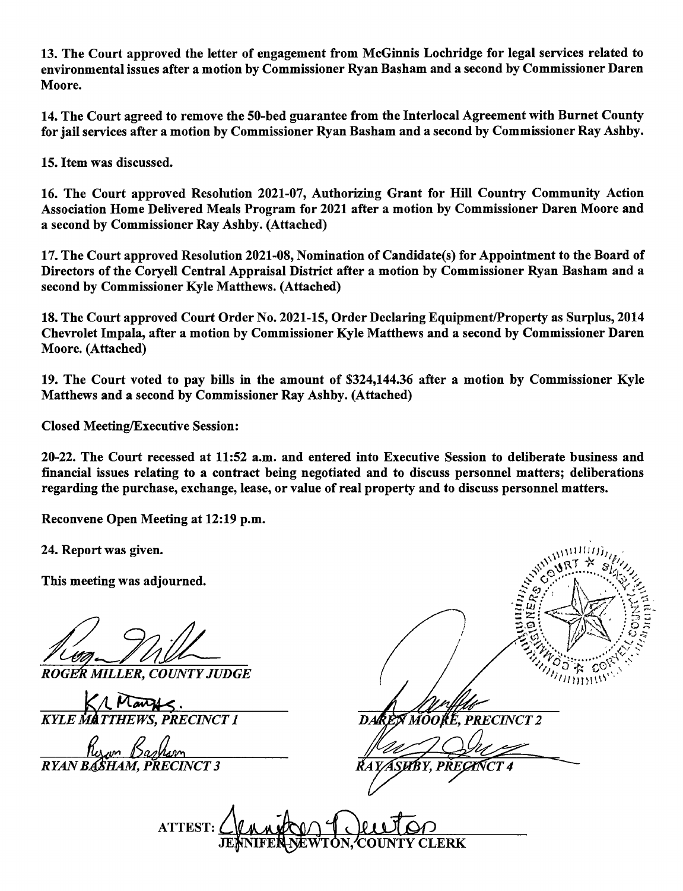**13. The Court approved the letter of engagement from McGinnis Lochridge for legal services related to environmental issues after a motion by Commissioner Ryan Basham and a second by Commissioner Daren Moore.**

**14. The Court agreed to remove the 50-bed guarantee from the Interlocal Agreement with Burnet County for jail services after a motion by Commissioner Ryan Basham and a second by Commissioner Ray Ashby.**

**15. Item was discussed.**

**16. The Court approved Resolution 2021-07, Authorizing Grant for Hill Country Community Action Association Home Delivered Meals Program for 2021 after a motion by Commissioner Daren Moore and a second by Commissioner Ray Ashby. (Attached)**

**17. The Court approved Resolution 2021-08, Nomination of Candidate(s) for Appointment to the Board of Directors of the Coryell Central Appraisal District after a motion by Commissioner Ryan Basham and a second by Commissioner Kyle Matthews. (Attached)**

**18. The Court approved Court Order No. 2021-15, Order Declaring Equipment/Property as Surplus, 2014 Chevrolet Impala, after a motion by Commissioner Kyle Matthews and a second by Commissioner Daren Moore. (Attached)**

**19. The Court voted to pay bills in the amount of $324,144.36 after a motion by Commissioner Kyle Matthews and a second by Commissioner Ray Ashby. (Attached)**

**Closed Meeting/Executive Session:**

**20-22. The Court recessed at 11:52 a.m. and entered into Executive Session to deliberate business and financial issues relating to a contract being negotiated and to discuss personnel matters; deliberations regarding the purchase, exchange, lease, or value of real property and to discuss personnel matters.**

**Reconvene Open Meeting at 12:19 p.m.**

**24. Report was given.**

**This meeting was adjourned.**

***ROGER MILLER, COUNTY JUDGE***

***KYLE MATTHEWS, PRECINCT 1***

***DAREN MOORE, PRECINCT 2***

***RYAN BASHAM, PRECINCT 3***

***RAY ASHBY, PRECINCT 4***

ATTEST: **JENNIFER NEWTON, COUNTY CLERK**